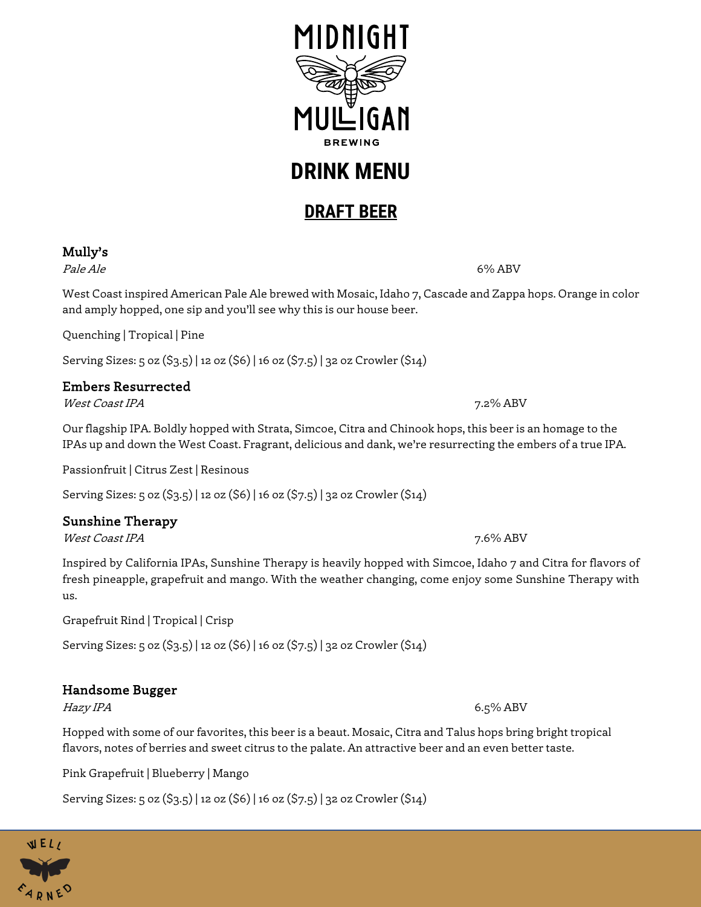# MIDNIGHT MULLIGAN BREWING

# DRINK MENU

## DRAFT BEER

### Mully's

*Pale Ale* 6% ABV

West Coast inspired American Pale Ale brewed with Mosaic, Idaho 7, Cascade and Zappa hops. Orange in color and amply hopped, one sip and you'll see why this is our house beer.

Quenching | Tropical | Pine

Serving Sizes: 5 oz ($3.5) | 12 oz ($6) | 16 oz ($7.5) | 32 oz Crowler ($14)

### Embers Resurrected

*West Coast IPA* 7.2% ABV

Our flagship IPA. Boldly hopped with Strata, Simcoe, Citra and Chinook hops, this beer is an homage to the IPAs up and down the West Coast. Fragrant, delicious and dank, we're resurrecting the embers of a true IPA.

Passionfruit | Citrus Zest | Resinous

Serving Sizes: 5 oz ($3.5) | 12 oz ($6) | 16 oz ($7.5) | 32 oz Crowler ($14)

### Sunshine Therapy

*West Coast IPA* 7.6% ABV

Inspired by California IPAs, Sunshine Therapy is heavily hopped with Simcoe, Idaho 7 and Citra for flavors of fresh pineapple, grapefruit and mango. With the weather changing, come enjoy some Sunshine Therapy with us.

Grapefruit Rind | Tropical | Crisp

Serving Sizes: 5 oz ($3.5) | 12 oz ($6) | 16 oz ($7.5) | 32 oz Crowler ($14)

### Handsome Bugger

*Hazy IPA* 6.5% ABV

Hopped with some of our favorites, this beer is a beaut. Mosaic, Citra and Talus hops bring bright tropical flavors, notes of berries and sweet citrus to the palate. An attractive beer and an even better taste.

Pink Grapefruit | Blueberry | Mango

Serving Sizes: 5 oz ($3.5) | 12 oz ($6) | 16 oz ($7.5) | 32 oz Crowler ($14)

WELL EARNED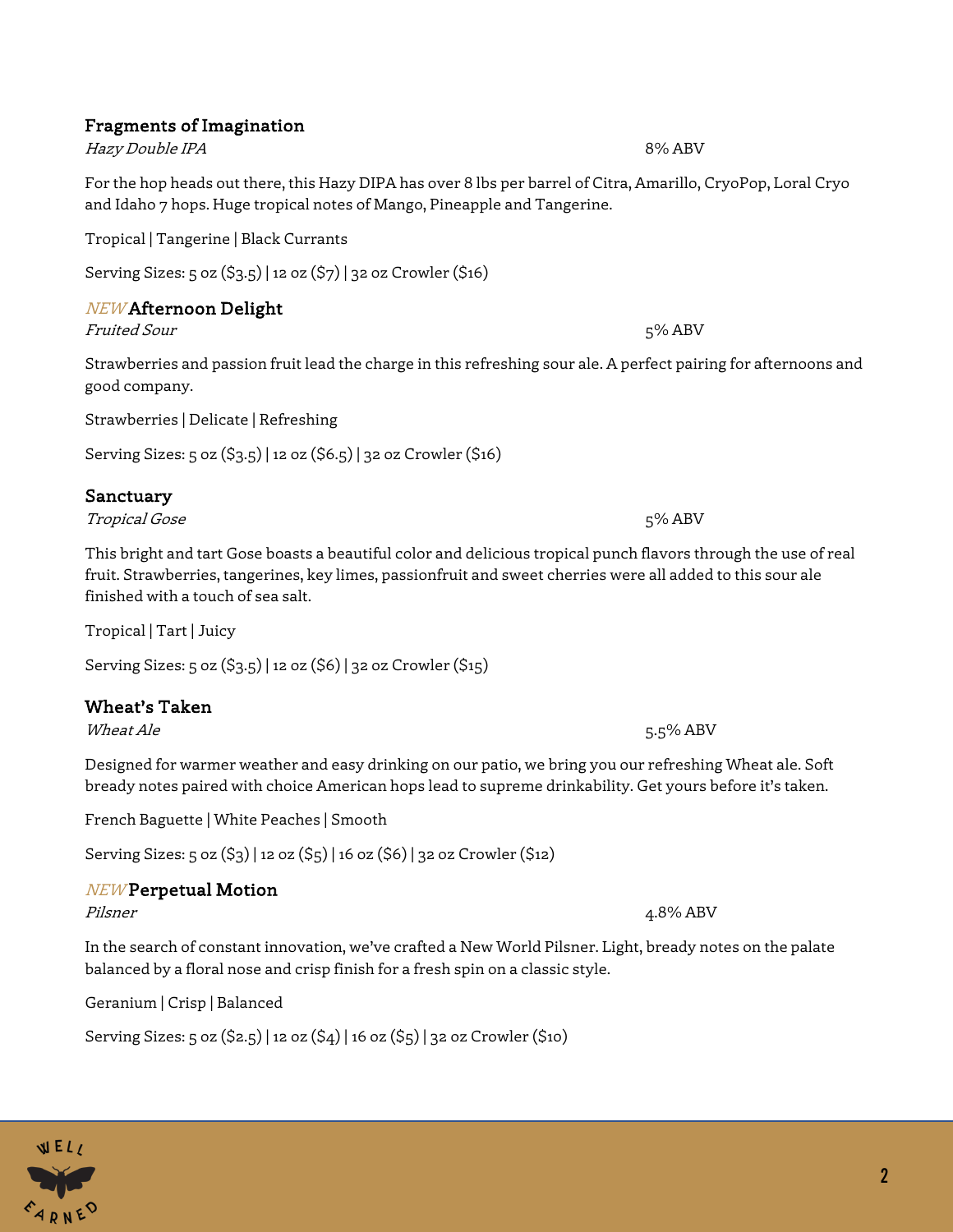## Fragments of Imagination

*Hazy Double IPA* 8% ABV

For the hop heads out there, this Hazy DIPA has over 8 lbs per barrel of Citra, Amarillo, CryoPop, Loral Cryo and Idaho 7 hops. Huge tropical notes of Mango, Pineapple and Tangerine.

Tropical | Tangerine | Black Currants

Serving Sizes: 5 oz ($3.5) | 12 oz ($7) | 32 oz Crowler ($16)

## *NEW* Afternoon Delight

*Fruited Sour* 5% ABV

Strawberries and passion fruit lead the charge in this refreshing sour ale. A perfect pairing for afternoons and good company.

Strawberries | Delicate | Refreshing

Serving Sizes: 5 oz ($3.5) | 12 oz ($6.5) | 32 oz Crowler ($16)

## Sanctuary

*Tropical Gose* 5% ABV

This bright and tart Gose boasts a beautiful color and delicious tropical punch flavors through the use of real fruit. Strawberries, tangerines, key limes, passionfruit and sweet cherries were all added to this sour ale finished with a touch of sea salt.

Tropical | Tart | Juicy

Serving Sizes: 5 oz ($3.5) | 12 oz ($6) | 32 oz Crowler ($15)

## Wheat's Taken

*Wheat Ale* 5.5% ABV

Designed for warmer weather and easy drinking on our patio, we bring you our refreshing Wheat ale. Soft bready notes paired with choice American hops lead to supreme drinkability. Get yours before it's taken.

French Baguette | White Peaches | Smooth

Serving Sizes: 5 oz ($3) | 12 oz ($5) | 16 oz ($6) | 32 oz Crowler ($12)

## *NEW* Perpetual Motion

*Pilsner* 4.8% ABV

In the search of constant innovation, we've crafted a New World Pilsner. Light, bready notes on the palate balanced by a floral nose and crisp finish for a fresh spin on a classic style.

Geranium | Crisp | Balanced

Serving Sizes: 5 oz ($2.5) | 12 oz ($4) | 16 oz ($5) | 32 oz Crowler ($10)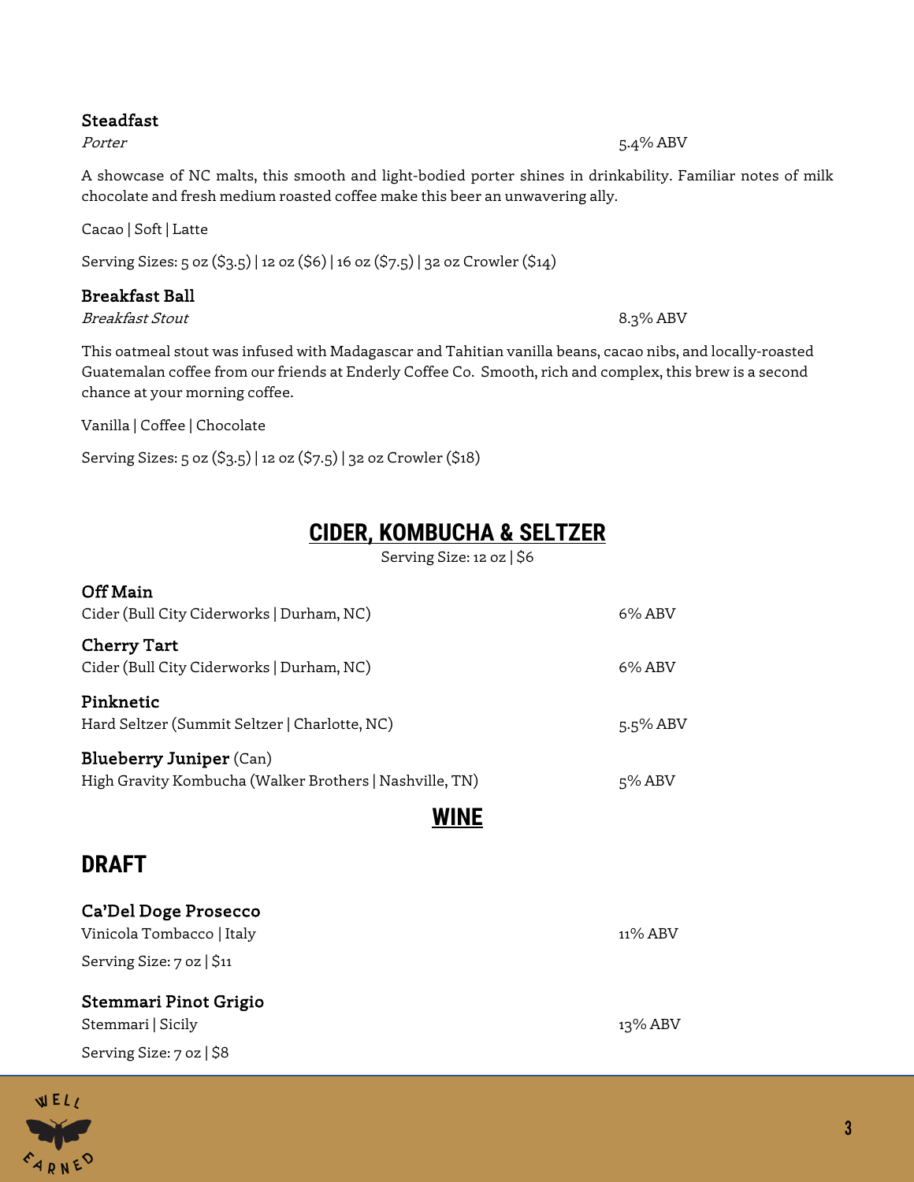### Steadfast

*Porter* 5.4% ABV

A showcase of NC malts, this smooth and light-bodied porter shines in drinkability. Familiar notes of milk chocolate and fresh medium roasted coffee make this beer an unwavering ally.

Cacao | Soft | Latte

Serving Sizes: 5 oz ($3.5) | 12 oz ($6) | 16 oz ($7.5) | 32 oz Crowler ($14)

### Breakfast Ball

*Breakfast Stout* 8.3% ABV

This oatmeal stout was infused with Madagascar and Tahitian vanilla beans, cacao nibs, and locally-roasted Guatemalan coffee from our friends at Enderly Coffee Co. Smooth, rich and complex, this brew is a second chance at your morning coffee.

Vanilla | Coffee | Chocolate

Serving Sizes: 5 oz ($3.5) | 12 oz ($7.5) | 32 oz Crowler ($18)

## CIDER, KOMBUCHA & SELTZER

Serving Size: 12 oz | $6

### Off Main

Cider (Bull City Ciderworks | Durham, NC) 6% ABV

### Cherry Tart

Cider (Bull City Ciderworks | Durham, NC) 6% ABV

### Pinknetic

Hard Seltzer (Summit Seltzer | Charlotte, NC) 5.5% ABV

### Blueberry Juniper (Can)

High Gravity Kombucha (Walker Brothers | Nashville, TN) 5% ABV

## WINE

## DRAFT

### Ca'Del Doge Prosecco

Vinicola Tombacco | Italy 11% ABV

Serving Size: 7 oz | $11

### Stemmari Pinot Grigio

Stemmari | Sicily 13% ABV

Serving Size: 7 oz | $8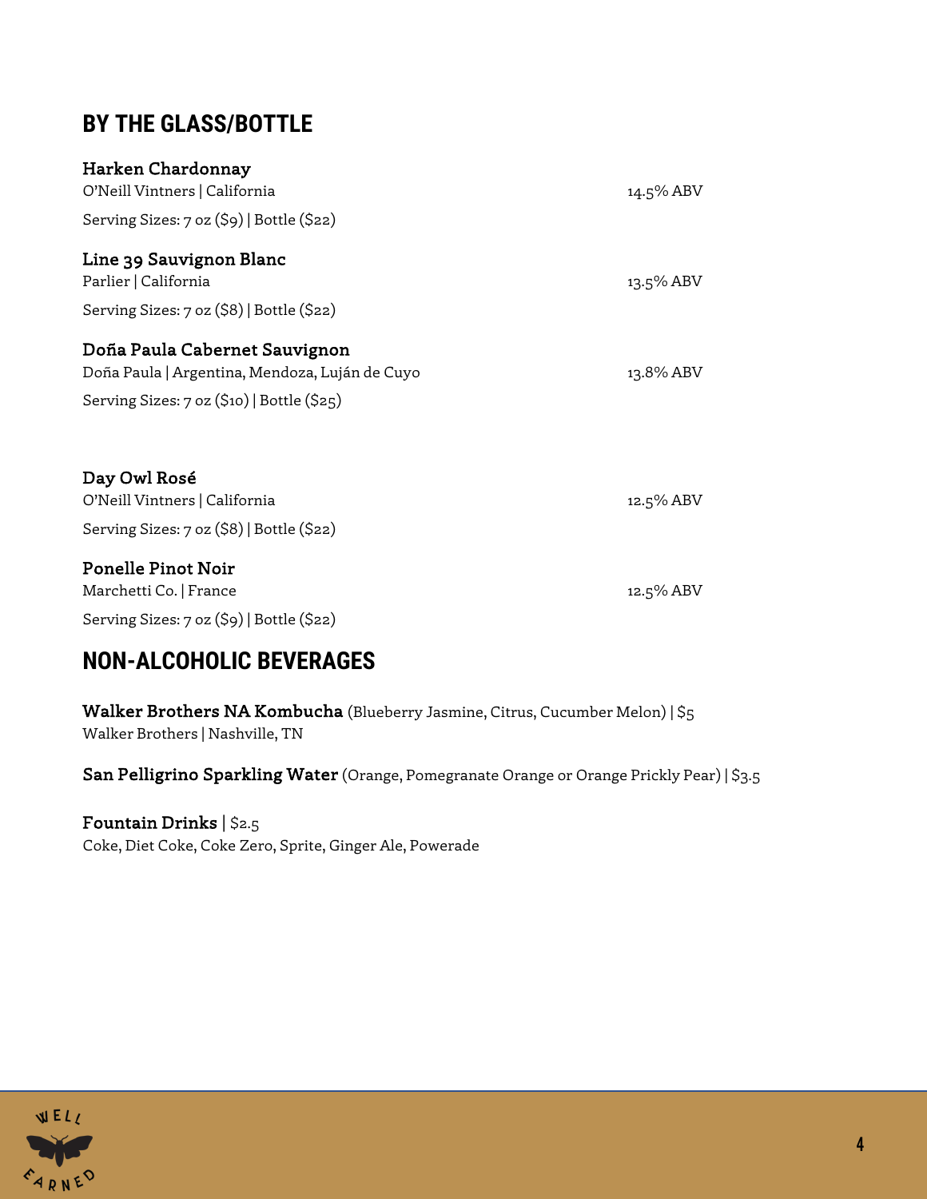## BY THE GLASS/BOTTLE

**Harken Chardonnay**
O'Neill Vintners | California — 14.5% ABV
Serving Sizes: 7 oz ($9) | Bottle ($22)

**Line 39 Sauvignon Blanc**
Parlier | California — 13.5% ABV
Serving Sizes: 7 oz ($8) | Bottle ($22)

**Doña Paula Cabernet Sauvignon**
Doña Paula | Argentina, Mendoza, Luján de Cuyo — 13.8% ABV
Serving Sizes: 7 oz ($10) | Bottle ($25)

**Day Owl Rosé**
O'Neill Vintners | California — 12.5% ABV
Serving Sizes: 7 oz ($8) | Bottle ($22)

**Ponelle Pinot Noir**
Marchetti Co. | France — 12.5% ABV
Serving Sizes: 7 oz ($9) | Bottle ($22)

## NON-ALCOHOLIC BEVERAGES

**Walker Brothers NA Kombucha** (Blueberry Jasmine, Citrus, Cucumber Melon) | $5
Walker Brothers | Nashville, TN

**San Pelligrino Sparkling Water** (Orange, Pomegranate Orange or Orange Prickly Pear) | $3.5

**Fountain Drinks** | $2.5
Coke, Diet Coke, Coke Zero, Sprite, Ginger Ale, Powerade